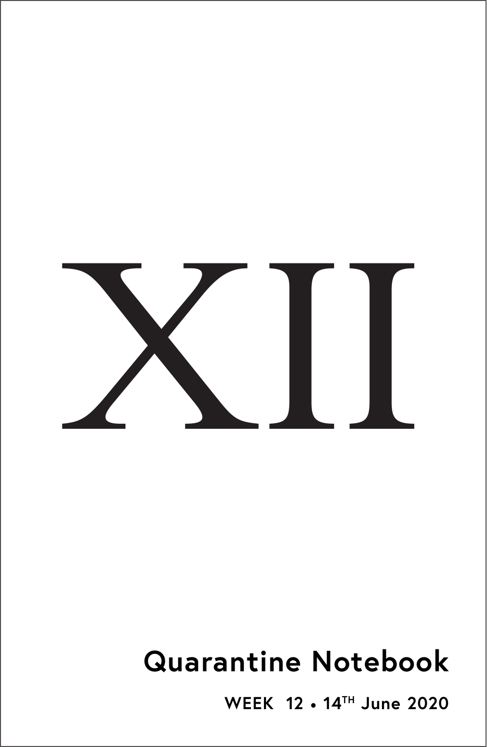# XII

## Quarantine Notebook

**WEEK 12 • 14TH June 2020**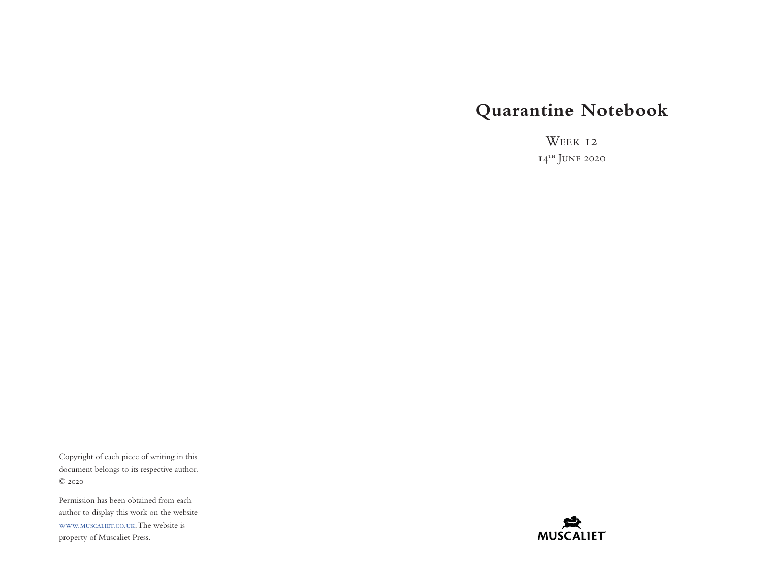# Quarantine Notebook

Week 12

14th June 2020

Copyright of each piece of writing in this document belongs to its respective author. © 2020

Permission has been obtained from each author to display this work on the website www.muscaliet.co.uk. The website is property of Muscaliet Press.

MUSCALIET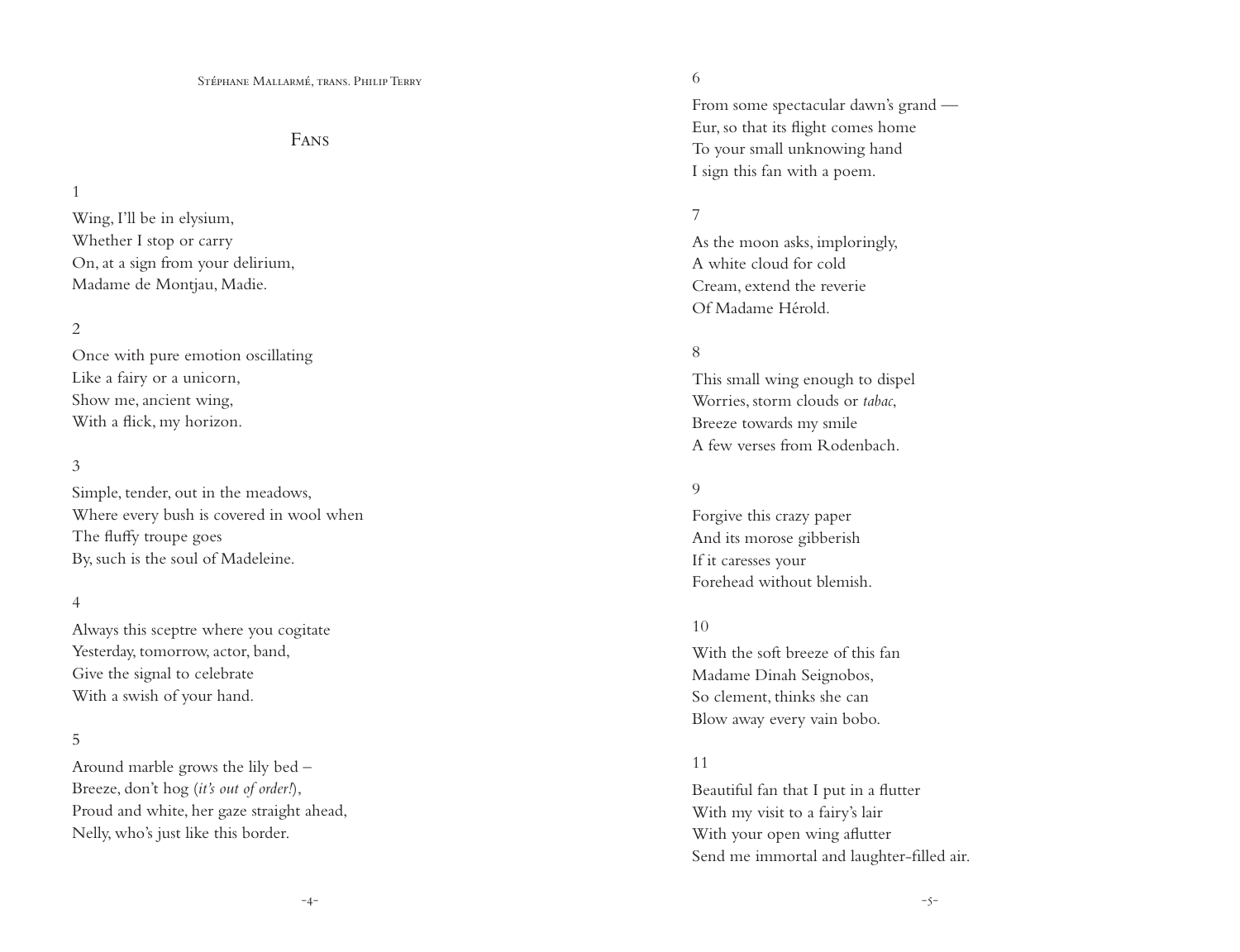Stéphane Mallarmé, trans. Philip Terry

## Fans

1

Wing, I'll be in elysium,
Whether I stop or carry
On, at a sign from your delirium,
Madame de Montjau, Madie.

2

Once with pure emotion oscillating
Like a fairy or a unicorn,
Show me, ancient wing,
With a flick, my horizon.

3

Simple, tender, out in the meadows,
Where every bush is covered in wool when
The fluffy troupe goes
By, such is the soul of Madeleine.

4

Always this sceptre where you cogitate
Yesterday, tomorrow, actor, band,
Give the signal to celebrate
With a swish of your hand.

5

Around marble grows the lily bed –
Breeze, don't hog (*it's out of order!*),
Proud and white, her gaze straight ahead,
Nelly, who's just like this border.

6

From some spectacular dawn's grand —
Eur, so that its flight comes home
To your small unknowing hand
I sign this fan with a poem.

7

As the moon asks, imploringly,
A white cloud for cold
Cream, extend the reverie
Of Madame Hérold.

8

This small wing enough to dispel
Worries, storm clouds or *tabac*,
Breeze towards my smile
A few verses from Rodenbach.

9

Forgive this crazy paper
And its morose gibberish
If it caresses your
Forehead without blemish.

10

With the soft breeze of this fan
Madame Dinah Seignobos,
So clement, thinks she can
Blow away every vain bobo.

11

Beautiful fan that I put in a flutter
With my visit to a fairy's lair
With your open wing aflutter
Send me immortal and laughter-filled air.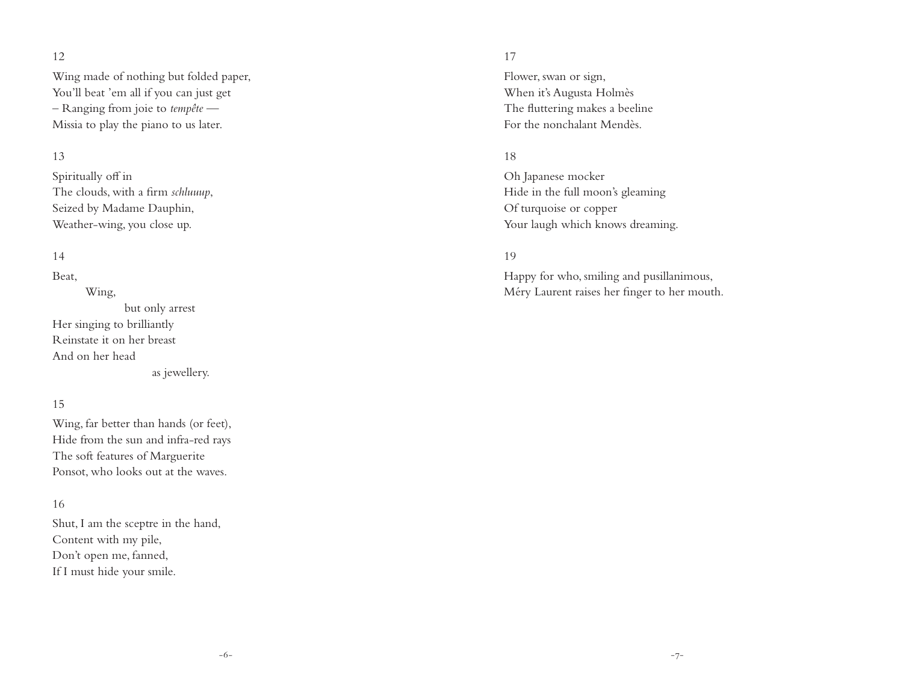12

Wing made of nothing but folded paper,
You'll beat 'em all if you can just get
– Ranging from joie to *tempête* —
Missia to play the piano to us later.

13

Spiritually off in
The clouds, with a firm *schluuup*,
Seized by Madame Dauphin,
Weather-wing, you close up.

14

Beat,
          Wing,
                    but only arrest
Her singing to brilliantly
Reinstate it on her breast
And on her head
                              as jewellery.

15

Wing, far better than hands (or feet),
Hide from the sun and infra-red rays
The soft features of Marguerite
Ponsot, who looks out at the waves.

16

Shut, I am the sceptre in the hand,
Content with my pile,
Don't open me, fanned,
If I must hide your smile.

17

Flower, swan or sign,
When it's Augusta Holmès
The fluttering makes a beeline
For the nonchalant Mendès.

18

Oh Japanese mocker
Hide in the full moon's gleaming
Of turquoise or copper
Your laugh which knows dreaming.

19

Happy for who, smiling and pusillanimous,
Méry Laurent raises her finger to her mouth.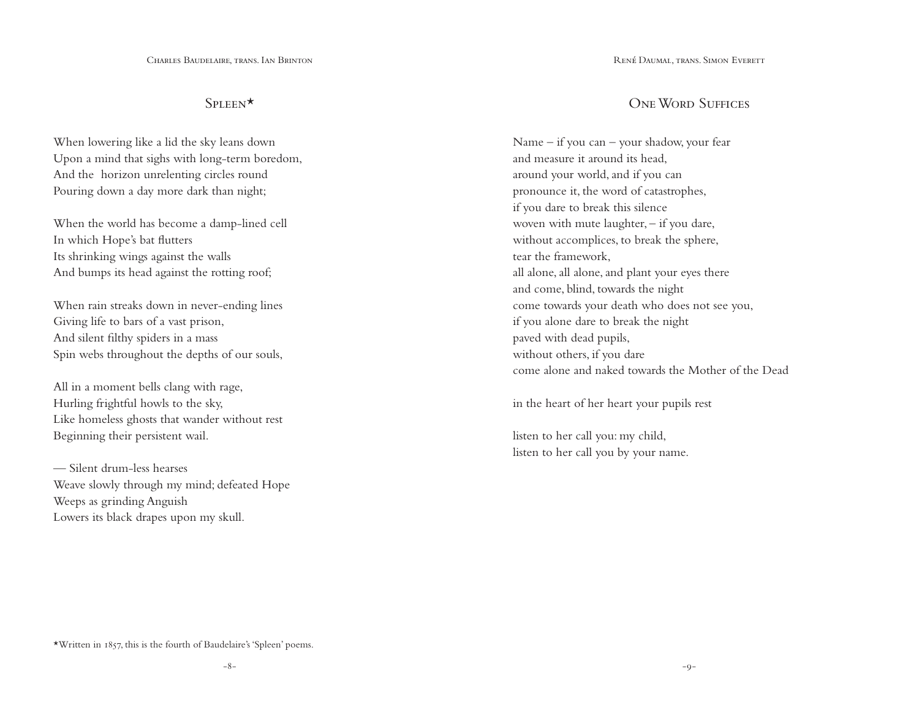Charles Baudelaire, trans. Ian Brinton

## Spleen*

When lowering like a lid the sky leans down  
Upon a mind that sighs with long-term boredom,  
And the horizon unrelenting circles round  
Pouring down a day more dark than night;

When the world has become a damp-lined cell  
In which Hope's bat flutters  
Its shrinking wings against the walls  
And bumps its head against the rotting roof;

When rain streaks down in never-ending lines  
Giving life to bars of a vast prison,  
And silent filthy spiders in a mass  
Spin webs throughout the depths of our souls,

All in a moment bells clang with rage,  
Hurling frightful howls to the sky,  
Like homeless ghosts that wander without rest  
Beginning their persistent wail.

— Silent drum-less hearses  
Weave slowly through my mind; defeated Hope  
Weeps as grinding Anguish  
Lowers its black drapes upon my skull.

*Written in 1857, this is the fourth of Baudelaire's 'Spleen' poems.

René Daumal, trans. Simon Everett

## One Word Suffices

Name – if you can – your shadow, your fear  
and measure it around its head,  
around your world, and if you can  
pronounce it, the word of catastrophes,  
if you dare to break this silence  
woven with mute laughter, – if you dare,  
without accomplices, to break the sphere,  
tear the framework,  
all alone, all alone, and plant your eyes there  
and come, blind, towards the night  
come towards your death who does not see you,  
if you alone dare to break the night  
paved with dead pupils,  
without others, if you dare  
come alone and naked towards the Mother of the Dead

in the heart of her heart your pupils rest

listen to her call you: my child,  
listen to her call you by your name.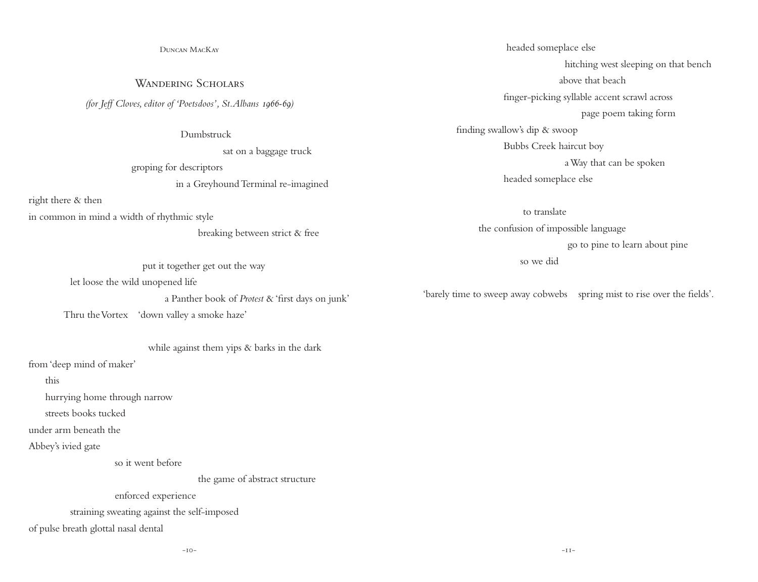Duncan MacKay

## Wandering Scholars

*(for Jeff Cloves, editor of 'Poetsdoos', St.Albans 1966-69)*

Dumbstruck
sat on a baggage truck
groping for descriptors
in a Greyhound Terminal re-imagined
right there & then
in common in mind a width of rhythmic style
breaking between strict & free

put it together get out the way
let loose the wild unopened life
a Panther book of *Protest* & 'first days on junk'
Thru the Vortex 'down valley a smoke haze'

while against them yips & barks in the dark
from 'deep mind of maker'
this
hurrying home through narrow
streets books tucked
under arm beneath the
Abbey's ivied gate
so it went before
the game of abstract structure
enforced experience
straining sweating against the self-imposed
of pulse breath glottal nasal dental

headed someplace else
hitching west sleeping on that bench
above that beach
finger-picking syllable accent scrawl across
page poem taking form
finding swallow's dip & swoop
Bubbs Creek haircut boy
a Way that can be spoken
headed someplace else

to translate
the confusion of impossible language
go to pine to learn about pine
so we did

'barely time to sweep away cobwebs spring mist to rise over the fields'.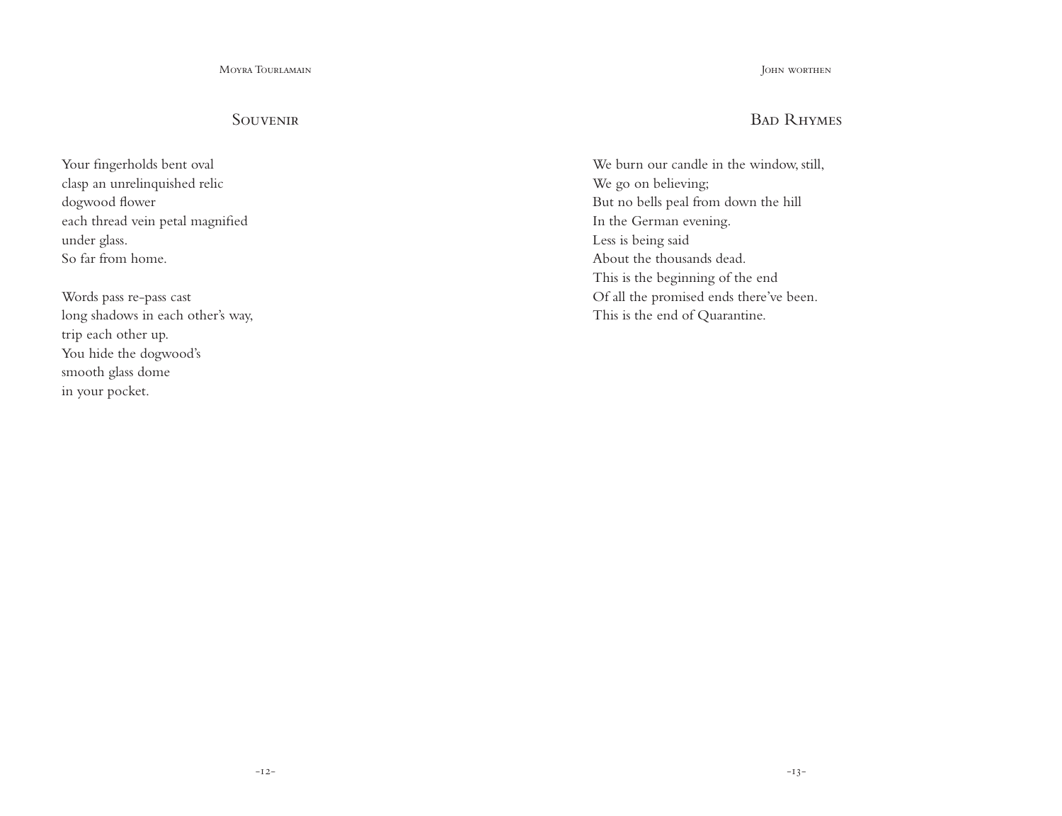Moyra Tourlamain

## Souvenir

Your fingerholds bent oval
clasp an unrelinquished relic
dogwood flower
each thread vein petal magnified
under glass.
So far from home.

Words pass re-pass cast
long shadows in each other's way,
trip each other up.
You hide the dogwood's
smooth glass dome
in your pocket.

John worthen

## Bad Rhymes

We burn our candle in the window, still,
We go on believing;
But no bells peal from down the hill
In the German evening.
Less is being said
About the thousands dead.
This is the beginning of the end
Of all the promised ends there've been.
This is the end of Quarantine.